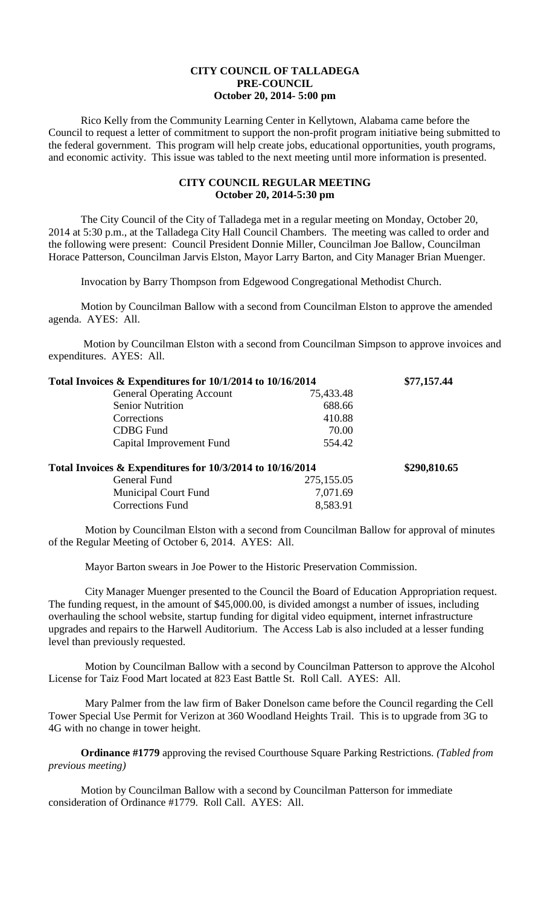**CITY COUNCIL OF TALLADEGA**
**PRE-COUNCIL**
**October 20, 2014- 5:00 pm**

Rico Kelly from the Community Learning Center in Kellytown, Alabama came before the Council to request a letter of commitment to support the non-profit program initiative being submitted to the federal government. This program will help create jobs, educational opportunities, youth programs, and economic activity. This issue was tabled to the next meeting until more information is presented.

**CITY COUNCIL REGULAR MEETING**
**October 20, 2014-5:30 pm**

The City Council of the City of Talladega met in a regular meeting on Monday, October 20, 2014 at 5:30 p.m., at the Talladega City Hall Council Chambers. The meeting was called to order and the following were present: Council President Donnie Miller, Councilman Joe Ballow, Councilman Horace Patterson, Councilman Jarvis Elston, Mayor Larry Barton, and City Manager Brian Muenger.

Invocation by Barry Thompson from Edgewood Congregational Methodist Church.

Motion by Councilman Ballow with a second from Councilman Elston to approve the amended agenda. AYES: All.

Motion by Councilman Elston with a second from Councilman Simpson to approve invoices and expenditures. AYES: All.

| **Total Invoices & Expenditures for 10/1/2014 to 10/16/2014** | | **\$77,157.44** |
|---|---|---|
| General Operating Account | 75,433.48 | |
| Senior Nutrition | 688.66 | |
| Corrections | 410.88 | |
| CDBG Fund | 70.00 | |
| Capital Improvement Fund | 554.42 | |
| **Total Invoices & Expenditures for 10/3/2014 to 10/16/2014** | | **\$290,810.65** |
| General Fund | 275,155.05 | |
| Municipal Court Fund | 7,071.69 | |
| Corrections Fund | 8,583.91 | |

Motion by Councilman Elston with a second from Councilman Ballow for approval of minutes of the Regular Meeting of October 6, 2014. AYES: All.

Mayor Barton swears in Joe Power to the Historic Preservation Commission.

City Manager Muenger presented to the Council the Board of Education Appropriation request. The funding request, in the amount of \$45,000.00, is divided amongst a number of issues, including overhauling the school website, startup funding for digital video equipment, internet infrastructure upgrades and repairs to the Harwell Auditorium. The Access Lab is also included at a lesser funding level than previously requested.

Motion by Councilman Ballow with a second by Councilman Patterson to approve the Alcohol License for Taiz Food Mart located at 823 East Battle St. Roll Call. AYES: All.

Mary Palmer from the law firm of Baker Donelson came before the Council regarding the Cell Tower Special Use Permit for Verizon at 360 Woodland Heights Trail. This is to upgrade from 3G to 4G with no change in tower height.

**Ordinance #1779** approving the revised Courthouse Square Parking Restrictions. *(Tabled from previous meeting)*

Motion by Councilman Ballow with a second by Councilman Patterson for immediate consideration of Ordinance #1779. Roll Call. AYES: All.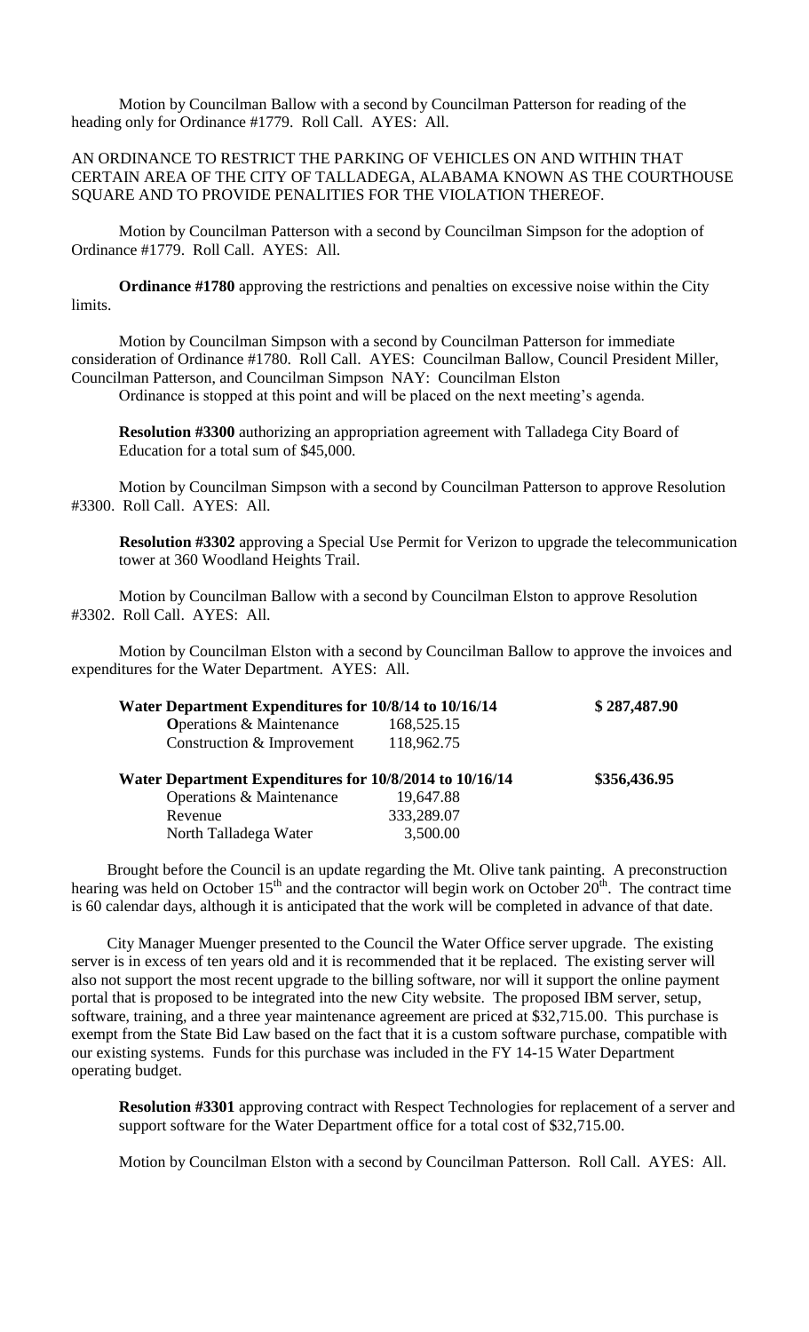Motion by Councilman Ballow with a second by Councilman Patterson for reading of the heading only for Ordinance #1779. Roll Call. AYES: All.

AN ORDINANCE TO RESTRICT THE PARKING OF VEHICLES ON AND WITHIN THAT CERTAIN AREA OF THE CITY OF TALLADEGA, ALABAMA KNOWN AS THE COURTHOUSE SQUARE AND TO PROVIDE PENALITIES FOR THE VIOLATION THEREOF.

Motion by Councilman Patterson with a second by Councilman Simpson for the adoption of Ordinance #1779. Roll Call. AYES: All.

**Ordinance #1780** approving the restrictions and penalties on excessive noise within the City limits.

Motion by Councilman Simpson with a second by Councilman Patterson for immediate consideration of Ordinance #1780. Roll Call. AYES: Councilman Ballow, Council President Miller, Councilman Patterson, and Councilman Simpson NAY: Councilman Elston

Ordinance is stopped at this point and will be placed on the next meeting's agenda.

**Resolution #3300** authorizing an appropriation agreement with Talladega City Board of Education for a total sum of $45,000.

Motion by Councilman Simpson with a second by Councilman Patterson to approve Resolution #3300. Roll Call. AYES: All.

**Resolution #3302** approving a Special Use Permit for Verizon to upgrade the telecommunication tower at 360 Woodland Heights Trail.

Motion by Councilman Ballow with a second by Councilman Elston to approve Resolution #3302. Roll Call. AYES: All.

Motion by Councilman Elston with a second by Councilman Ballow to approve the invoices and expenditures for the Water Department. AYES: All.

| **Water Department Expenditures for 10/8/14 to 10/16/14** | | **$ 287,487.90** |
|---|---|---|
| **O**perations & Maintenance | 168,525.15 | |
| Construction & Improvement | 118,962.75 | |
| **Water Department Expenditures for 10/8/2014 to 10/16/14** | | **$356,436.95** |
| Operations & Maintenance | 19,647.88 | |
| Revenue | 333,289.07 | |
| North Talladega Water | 3,500.00 | |

Brought before the Council is an update regarding the Mt. Olive tank painting. A preconstruction hearing was held on October 15th and the contractor will begin work on October 20th. The contract time is 60 calendar days, although it is anticipated that the work will be completed in advance of that date.

City Manager Muenger presented to the Council the Water Office server upgrade. The existing server is in excess of ten years old and it is recommended that it be replaced. The existing server will also not support the most recent upgrade to the billing software, nor will it support the online payment portal that is proposed to be integrated into the new City website. The proposed IBM server, setup, software, training, and a three year maintenance agreement are priced at $32,715.00. This purchase is exempt from the State Bid Law based on the fact that it is a custom software purchase, compatible with our existing systems. Funds for this purchase was included in the FY 14-15 Water Department operating budget.

**Resolution #3301** approving contract with Respect Technologies for replacement of a server and support software for the Water Department office for a total cost of $32,715.00.

Motion by Councilman Elston with a second by Councilman Patterson. Roll Call. AYES: All.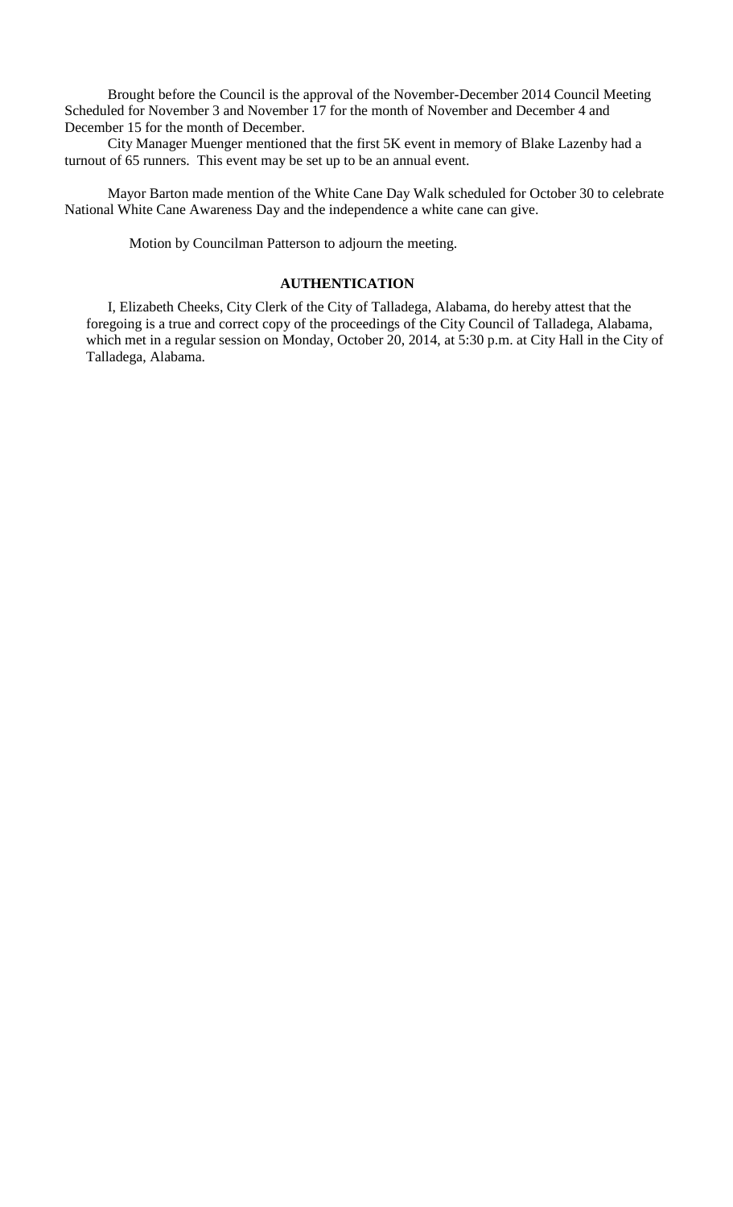Brought before the Council is the approval of the November-December 2014 Council Meeting Scheduled for November 3 and November 17 for the month of November and December 4 and December 15 for the month of December.

City Manager Muenger mentioned that the first 5K event in memory of Blake Lazenby had a turnout of 65 runners. This event may be set up to be an annual event.

Mayor Barton made mention of the White Cane Day Walk scheduled for October 30 to celebrate National White Cane Awareness Day and the independence a white cane can give.

Motion by Councilman Patterson to adjourn the meeting.

**AUTHENTICATION**

I, Elizabeth Cheeks, City Clerk of the City of Talladega, Alabama, do hereby attest that the foregoing is a true and correct copy of the proceedings of the City Council of Talladega, Alabama, which met in a regular session on Monday, October 20, 2014, at 5:30 p.m. at City Hall in the City of Talladega, Alabama.